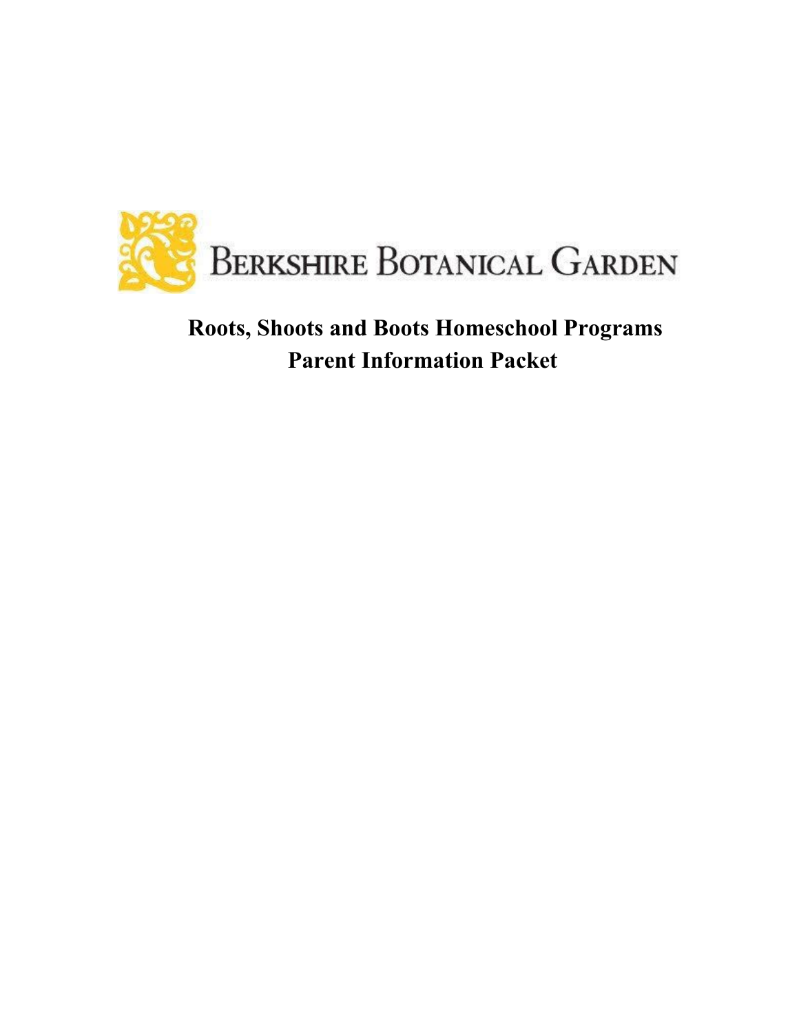BERKSHIRE BOTANICAL GARDEN

# Roots, Shoots and Boots Homeschool Programs
# Parent Information Packet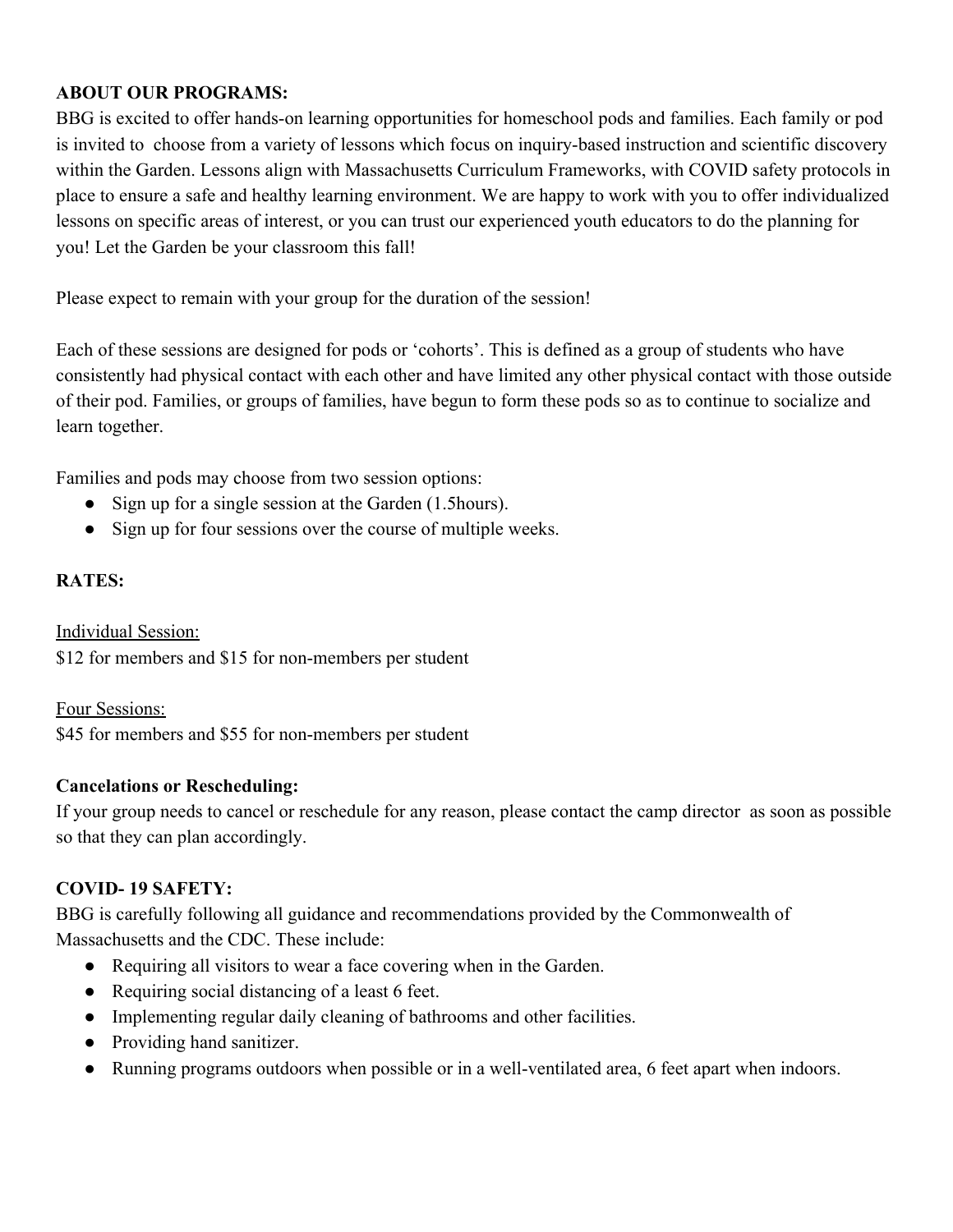**ABOUT OUR PROGRAMS:**

BBG is excited to offer hands-on learning opportunities for homeschool pods and families. Each family or pod is invited to choose from a variety of lessons which focus on inquiry-based instruction and scientific discovery within the Garden. Lessons align with Massachusetts Curriculum Frameworks, with COVID safety protocols in place to ensure a safe and healthy learning environment. We are happy to work with you to offer individualized lessons on specific areas of interest, or you can trust our experienced youth educators to do the planning for you! Let the Garden be your classroom this fall!

Please expect to remain with your group for the duration of the session!

Each of these sessions are designed for pods or 'cohorts'. This is defined as a group of students who have consistently had physical contact with each other and have limited any other physical contact with those outside of their pod. Families, or groups of families, have begun to form these pods so as to continue to socialize and learn together.

Families and pods may choose from two session options:

- Sign up for a single session at the Garden (1.5hours).
- Sign up for four sessions over the course of multiple weeks.

**RATES:**

<u>Individual Session:</u>
$12 for members and $15 for non-members per student

<u>Four Sessions:</u>
$45 for members and $55 for non-members per student

**Cancelations or Rescheduling:**

If your group needs to cancel or reschedule for any reason, please contact the camp director as soon as possible so that they can plan accordingly.

**COVID- 19 SAFETY:**

BBG is carefully following all guidance and recommendations provided by the Commonwealth of Massachusetts and the CDC. These include:

- Requiring all visitors to wear a face covering when in the Garden.
- Requiring social distancing of a least 6 feet.
- Implementing regular daily cleaning of bathrooms and other facilities.
- Providing hand sanitizer.
- Running programs outdoors when possible or in a well-ventilated area, 6 feet apart when indoors.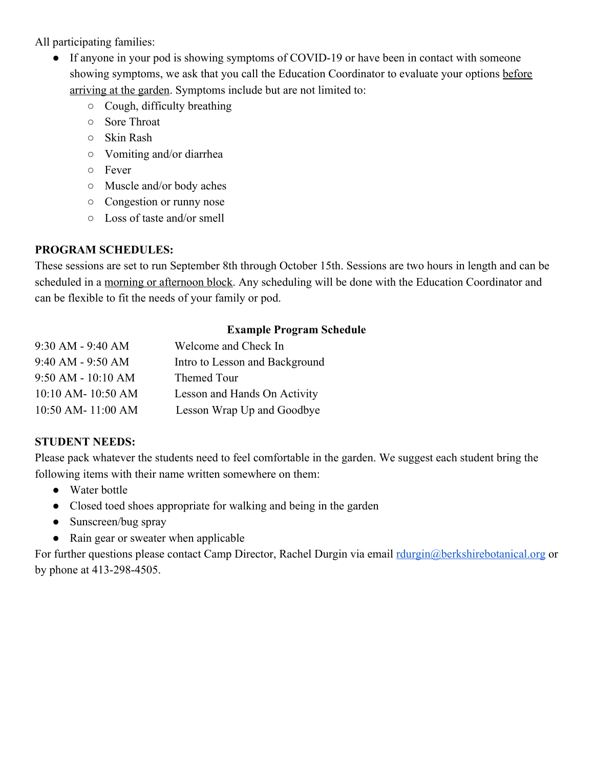All participating families:

- If anyone in your pod is showing symptoms of COVID-19 or have been in contact with someone showing symptoms, we ask that you call the Education Coordinator to evaluate your options before arriving at the garden. Symptoms include but are not limited to:
  - Cough, difficulty breathing
  - Sore Throat
  - Skin Rash
  - Vomiting and/or diarrhea
  - Fever
  - Muscle and/or body aches
  - Congestion or runny nose
  - Loss of taste and/or smell

**PROGRAM SCHEDULES:**

These sessions are set to run September 8th through October 15th. Sessions are two hours in length and can be scheduled in a morning or afternoon block. Any scheduling will be done with the Education Coordinator and can be flexible to fit the needs of your family or pod.

**Example Program Schedule**

| | |
|---|---|
| 9:30 AM - 9:40 AM | Welcome and Check In |
| 9:40 AM - 9:50 AM | Intro to Lesson and Background |
| 9:50 AM - 10:10 AM | Themed Tour |
| 10:10 AM- 10:50 AM | Lesson and Hands On Activity |
| 10:50 AM- 11:00 AM | Lesson Wrap Up and Goodbye |

**STUDENT NEEDS:**

Please pack whatever the students need to feel comfortable in the garden. We suggest each student bring the following items with their name written somewhere on them:

- Water bottle
- Closed toed shoes appropriate for walking and being in the garden
- Sunscreen/bug spray
- Rain gear or sweater when applicable

For further questions please contact Camp Director, Rachel Durgin via email rdurgin@berkshirebotanical.org or by phone at 413-298-4505.